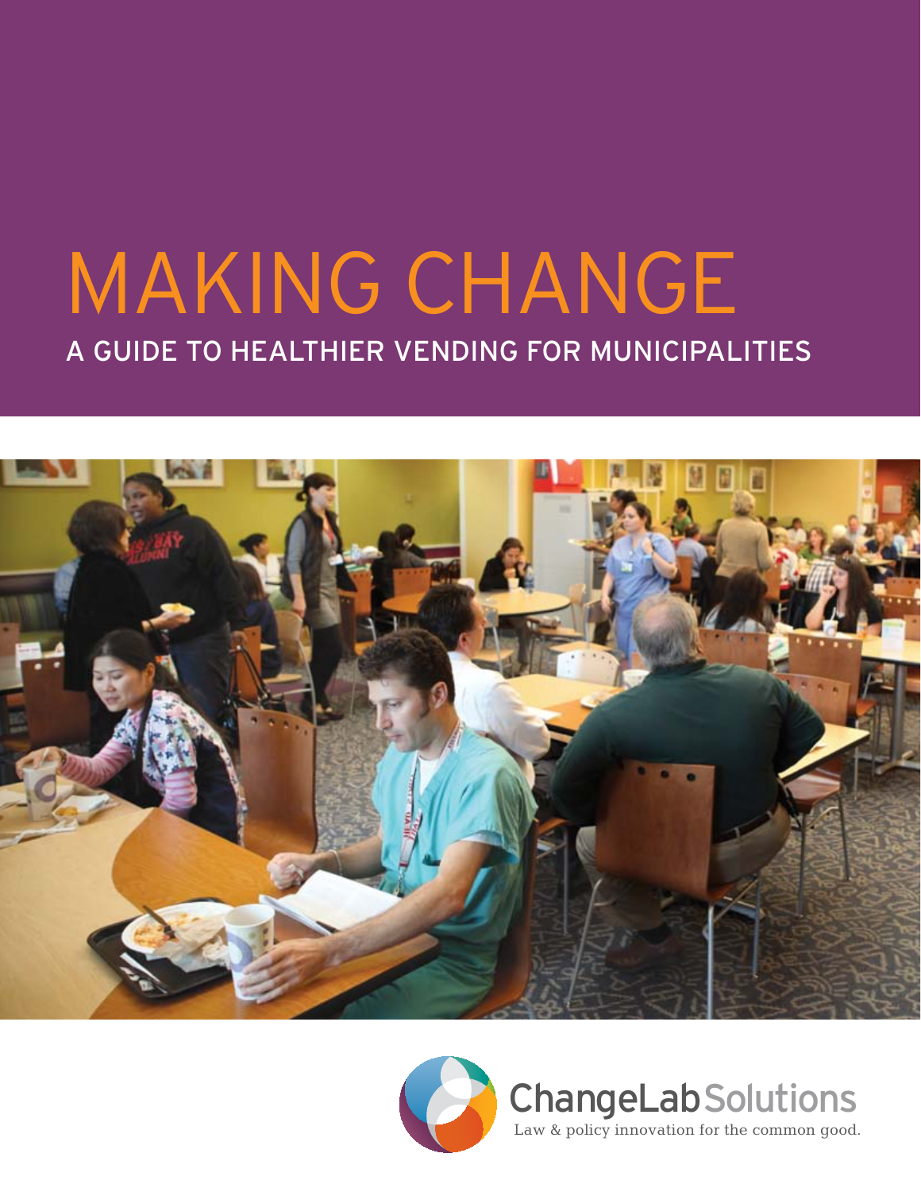# MAKING CHANGE

## A GUIDE TO HEALTHIER VENDING FOR MUNICIPALITIES

ChangeLab Solutions

Law & policy innovation for the common good.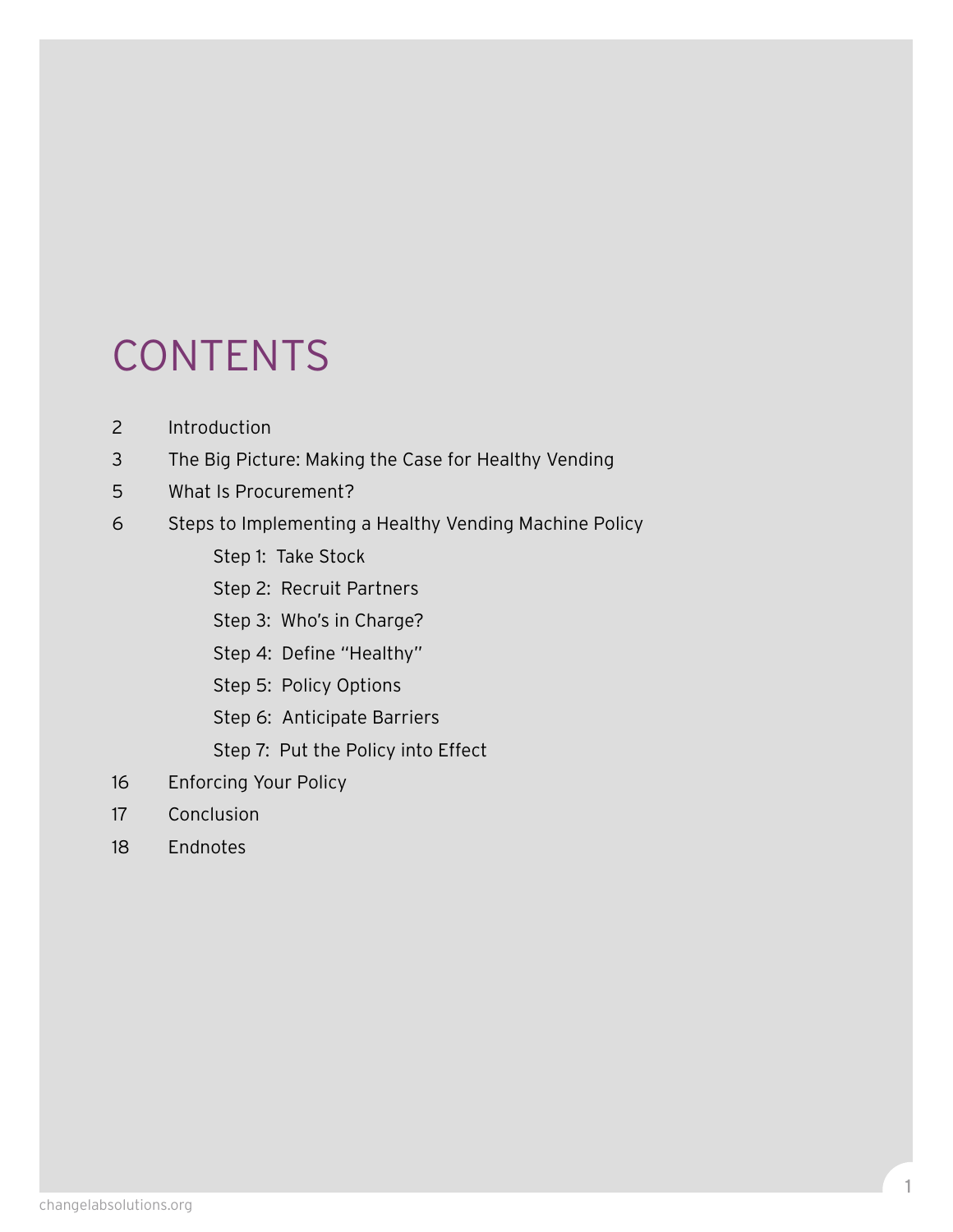# CONTENTS

2 Introduction

3 The Big Picture: Making the Case for Healthy Vending

5 What Is Procurement?

6 Steps to Implementing a Healthy Vending Machine Policy

- Step 1: Take Stock
- Step 2: Recruit Partners
- Step 3: Who's in Charge?
- Step 4: Define "Healthy"
- Step 5: Policy Options
- Step 6: Anticipate Barriers
- Step 7: Put the Policy into Effect

16 Enforcing Your Policy

17 Conclusion

18 Endnotes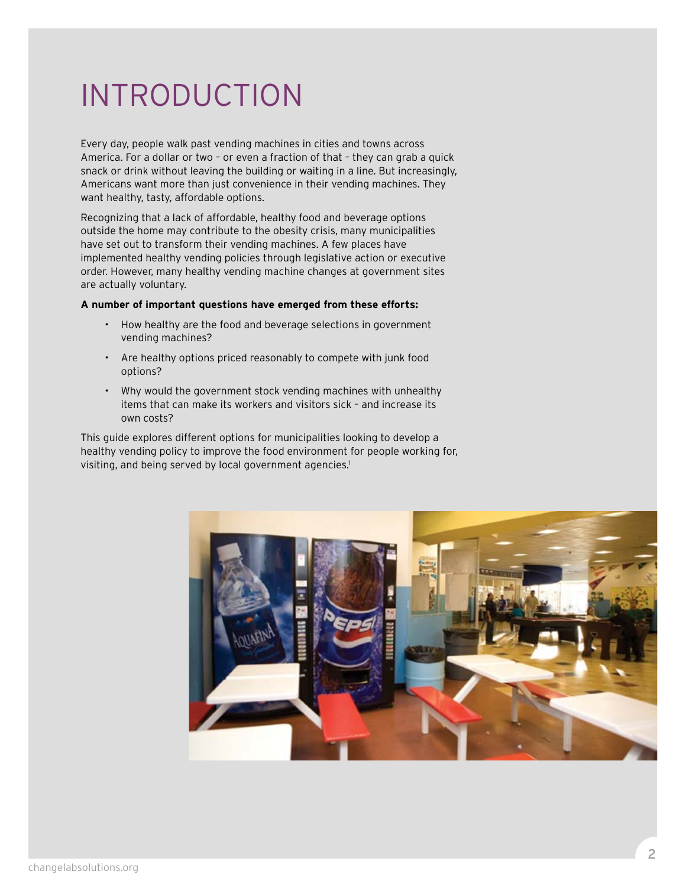# INTRODUCTION

Every day, people walk past vending machines in cities and towns across America. For a dollar or two – or even a fraction of that – they can grab a quick snack or drink without leaving the building or waiting in a line. But increasingly, Americans want more than just convenience in their vending machines. They want healthy, tasty, affordable options.

Recognizing that a lack of affordable, healthy food and beverage options outside the home may contribute to the obesity crisis, many municipalities have set out to transform their vending machines. A few places have implemented healthy vending policies through legislative action or executive order. However, many healthy vending machine changes at government sites are actually voluntary.

**A number of important questions have emerged from these efforts:**

- How healthy are the food and beverage selections in government vending machines?
- Are healthy options priced reasonably to compete with junk food options?
- Why would the government stock vending machines with unhealthy items that can make its workers and visitors sick – and increase its own costs?

This guide explores different options for municipalities looking to develop a healthy vending policy to improve the food environment for people working for, visiting, and being served by local government agencies.[1]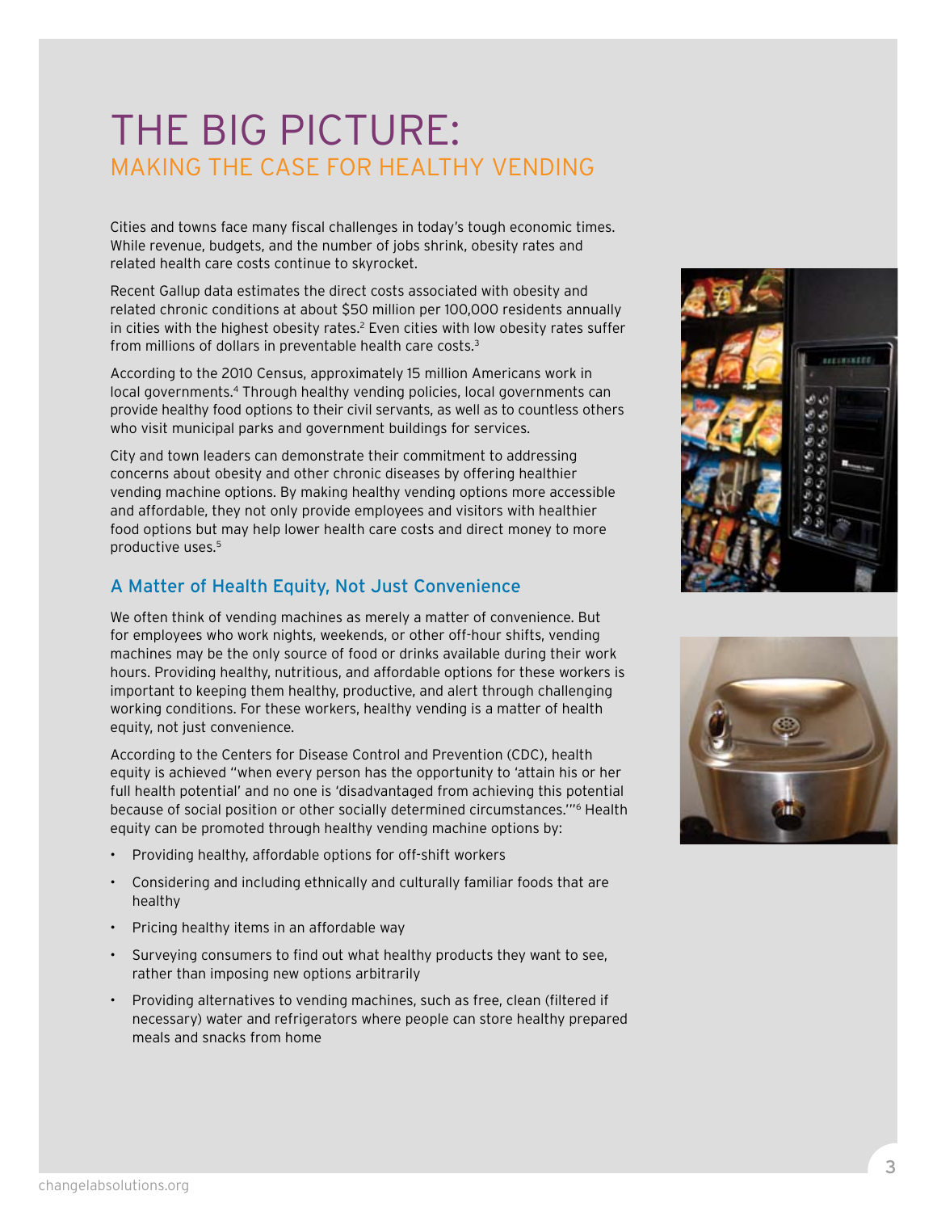# THE BIG PICTURE:
## MAKING THE CASE FOR HEALTHY VENDING

Cities and towns face many fiscal challenges in today's tough economic times. While revenue, budgets, and the number of jobs shrink, obesity rates and related health care costs continue to skyrocket.

Recent Gallup data estimates the direct costs associated with obesity and related chronic conditions at about $50 million per 100,000 residents annually in cities with the highest obesity rates.[2] Even cities with low obesity rates suffer from millions of dollars in preventable health care costs.[3]

According to the 2010 Census, approximately 15 million Americans work in local governments.[4] Through healthy vending policies, local governments can provide healthy food options to their civil servants, as well as to countless others who visit municipal parks and government buildings for services.

City and town leaders can demonstrate their commitment to addressing concerns about obesity and other chronic diseases by offering healthier vending machine options. By making healthy vending options more accessible and affordable, they not only provide employees and visitors with healthier food options but may help lower health care costs and direct money to more productive uses.[5]

### A Matter of Health Equity, Not Just Convenience

We often think of vending machines as merely a matter of convenience. But for employees who work nights, weekends, or other off-hour shifts, vending machines may be the only source of food or drinks available during their work hours. Providing healthy, nutritious, and affordable options for these workers is important to keeping them healthy, productive, and alert through challenging working conditions. For these workers, healthy vending is a matter of health equity, not just convenience.

According to the Centers for Disease Control and Prevention (CDC), health equity is achieved "when every person has the opportunity to 'attain his or her full health potential' and no one is 'disadvantaged from achieving this potential because of social position or other socially determined circumstances.'"[6] Health equity can be promoted through healthy vending machine options by:

- Providing healthy, affordable options for off-shift workers
- Considering and including ethnically and culturally familiar foods that are healthy
- Pricing healthy items in an affordable way
- Surveying consumers to find out what healthy products they want to see, rather than imposing new options arbitrarily
- Providing alternatives to vending machines, such as free, clean (filtered if necessary) water and refrigerators where people can store healthy prepared meals and snacks from home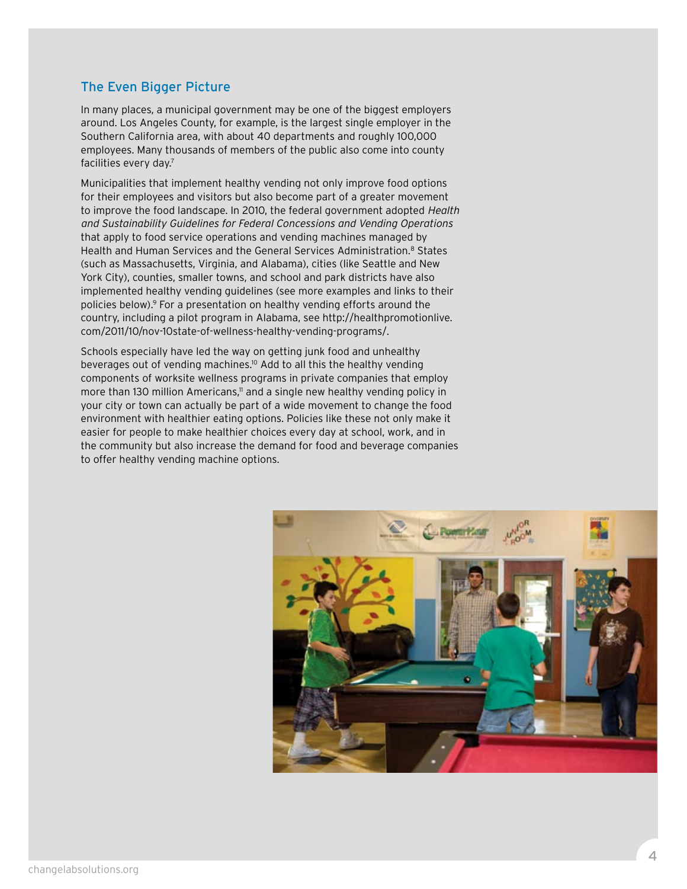## The Even Bigger Picture

In many places, a municipal government may be one of the biggest employers around. Los Angeles County, for example, is the largest single employer in the Southern California area, with about 40 departments and roughly 100,000 employees. Many thousands of members of the public also come into county facilities every day.[7]

Municipalities that implement healthy vending not only improve food options for their employees and visitors but also become part of a greater movement to improve the food landscape. In 2010, the federal government adopted *Health and Sustainability Guidelines for Federal Concessions and Vending Operations* that apply to food service operations and vending machines managed by Health and Human Services and the General Services Administration.[8] States (such as Massachusetts, Virginia, and Alabama), cities (like Seattle and New York City), counties, smaller towns, and school and park districts have also implemented healthy vending guidelines (see more examples and links to their policies below).[9] For a presentation on healthy vending efforts around the country, including a pilot program in Alabama, see http://healthpromotionlive.com/2011/10/nov-10state-of-wellness-healthy-vending-programs/.

Schools especially have led the way on getting junk food and unhealthy beverages out of vending machines.[10] Add to all this the healthy vending components of worksite wellness programs in private companies that employ more than 130 million Americans,[11] and a single new healthy vending policy in your city or town can actually be part of a wide movement to change the food environment with healthier eating options. Policies like these not only make it easier for people to make healthier choices every day at school, work, and in the community but also increase the demand for food and beverage companies to offer healthy vending machine options.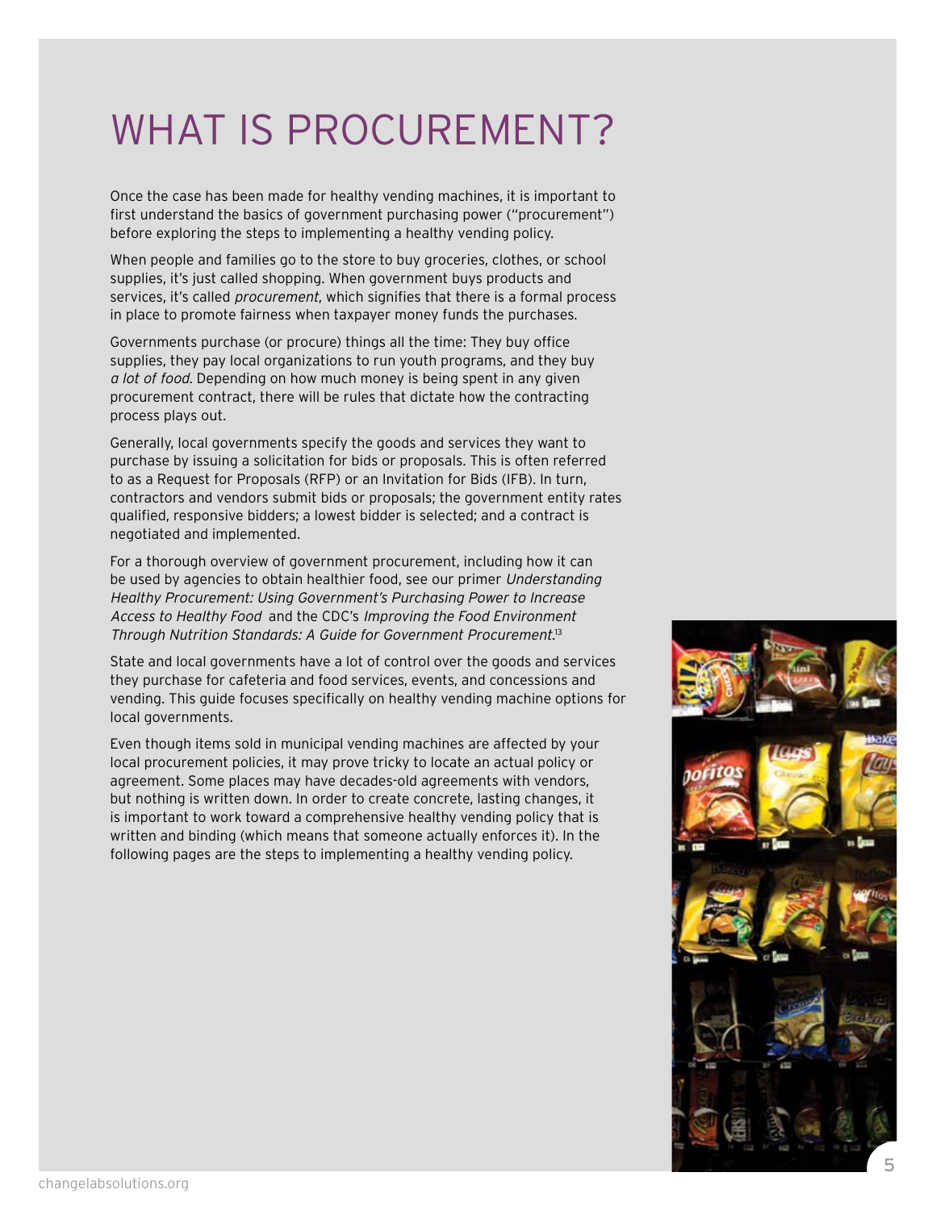# WHAT IS PROCUREMENT?

Once the case has been made for healthy vending machines, it is important to first understand the basics of government purchasing power ("procurement") before exploring the steps to implementing a healthy vending policy.

When people and families go to the store to buy groceries, clothes, or school supplies, it's just called shopping. When government buys products and services, it's called *procurement*, which signifies that there is a formal process in place to promote fairness when taxpayer money funds the purchases.

Governments purchase (or procure) things all the time: They buy office supplies, they pay local organizations to run youth programs, and they buy *a lot of food*. Depending on how much money is being spent in any given procurement contract, there will be rules that dictate how the contracting process plays out.

Generally, local governments specify the goods and services they want to purchase by issuing a solicitation for bids or proposals. This is often referred to as a Request for Proposals (RFP) or an Invitation for Bids (IFB). In turn, contractors and vendors submit bids or proposals; the government entity rates qualified, responsive bidders; a lowest bidder is selected; and a contract is negotiated and implemented.

For a thorough overview of government procurement, including how it can be used by agencies to obtain healthier food, see our primer *Understanding Healthy Procurement: Using Government's Purchasing Power to Increase Access to Healthy Food* and the CDC's *Improving the Food Environment Through Nutrition Standards: A Guide for Government Procurement*.[13]

State and local governments have a lot of control over the goods and services they purchase for cafeteria and food services, events, and concessions and vending. This guide focuses specifically on healthy vending machine options for local governments.

Even though items sold in municipal vending machines are affected by your local procurement policies, it may prove tricky to locate an actual policy or agreement. Some places may have decades-old agreements with vendors, but nothing is written down. In order to create concrete, lasting changes, it is important to work toward a comprehensive healthy vending policy that is written and binding (which means that someone actually enforces it). In the following pages are the steps to implementing a healthy vending policy.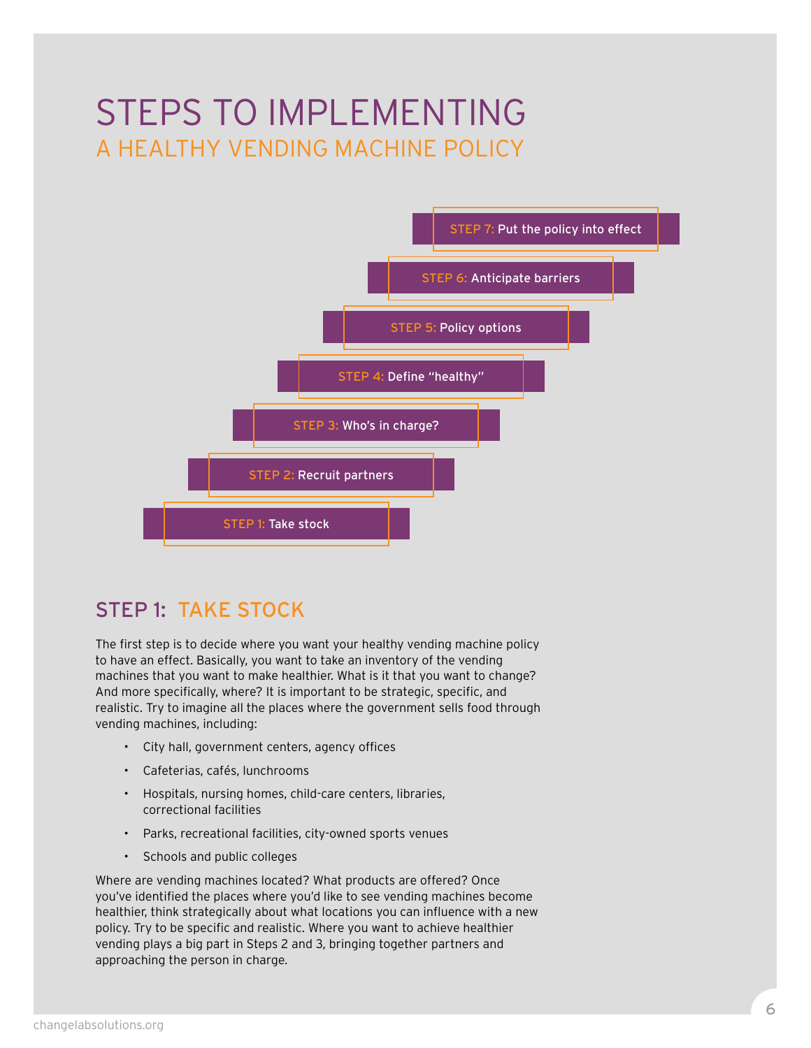# STEPS TO IMPLEMENTING
## A HEALTHY VENDING MACHINE POLICY

- STEP 7: Put the policy into effect
- STEP 6: Anticipate barriers
- STEP 5: Policy options
- STEP 4: Define "healthy"
- STEP 3: Who's in charge?
- STEP 2: Recruit partners
- STEP 1: Take stock

## STEP 1: TAKE STOCK

The first step is to decide where you want your healthy vending machine policy to have an effect. Basically, you want to take an inventory of the vending machines that you want to make healthier. What is it that you want to change? And more specifically, where? It is important to be strategic, specific, and realistic. Try to imagine all the places where the government sells food through vending machines, including:

- City hall, government centers, agency offices
- Cafeterias, cafés, lunchrooms
- Hospitals, nursing homes, child-care centers, libraries, correctional facilities
- Parks, recreational facilities, city-owned sports venues
- Schools and public colleges

Where are vending machines located? What products are offered? Once you've identified the places where you'd like to see vending machines become healthier, think strategically about what locations you can influence with a new policy. Try to be specific and realistic. Where you want to achieve healthier vending plays a big part in Steps 2 and 3, bringing together partners and approaching the person in charge.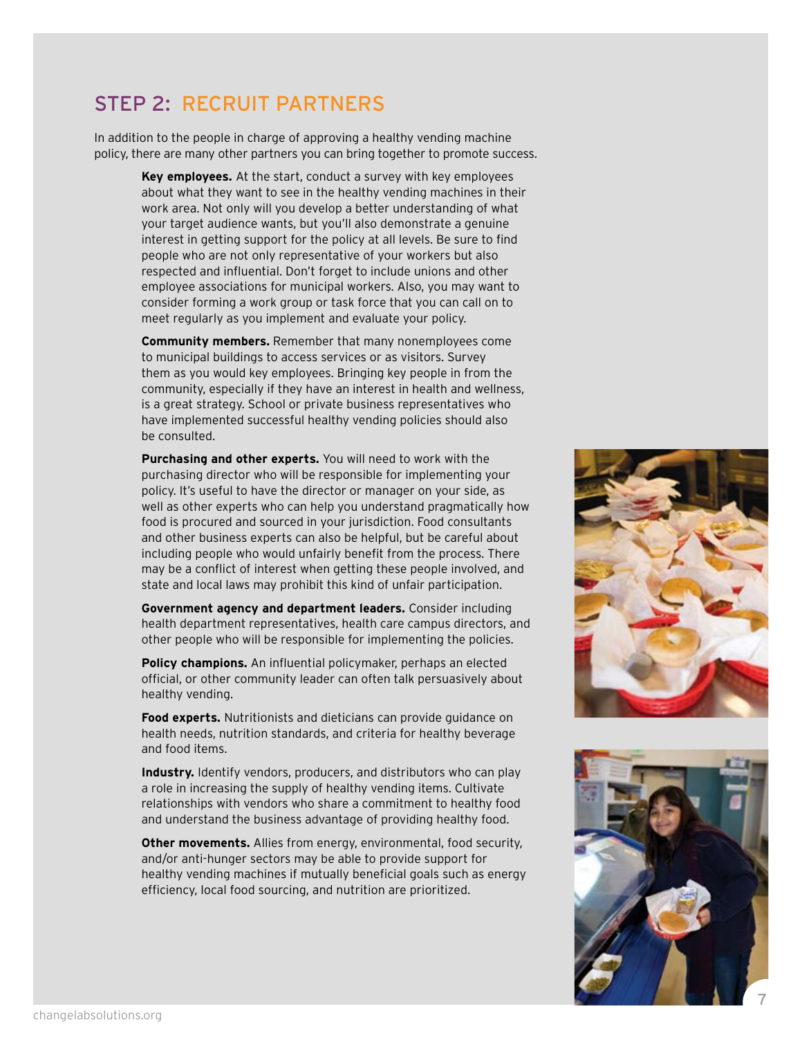## STEP 2: RECRUIT PARTNERS

In addition to the people in charge of approving a healthy vending machine policy, there are many other partners you can bring together to promote success.

**Key employees.** At the start, conduct a survey with key employees about what they want to see in the healthy vending machines in their work area. Not only will you develop a better understanding of what your target audience wants, but you'll also demonstrate a genuine interest in getting support for the policy at all levels. Be sure to find people who are not only representative of your workers but also respected and influential. Don't forget to include unions and other employee associations for municipal workers. Also, you may want to consider forming a work group or task force that you can call on to meet regularly as you implement and evaluate your policy.

**Community members.** Remember that many nonemployees come to municipal buildings to access services or as visitors. Survey them as you would key employees. Bringing key people in from the community, especially if they have an interest in health and wellness, is a great strategy. School or private business representatives who have implemented successful healthy vending policies should also be consulted.

**Purchasing and other experts.** You will need to work with the purchasing director who will be responsible for implementing your policy. It's useful to have the director or manager on your side, as well as other experts who can help you understand pragmatically how food is procured and sourced in your jurisdiction. Food consultants and other business experts can also be helpful, but be careful about including people who would unfairly benefit from the process. There may be a conflict of interest when getting these people involved, and state and local laws may prohibit this kind of unfair participation.

**Government agency and department leaders.** Consider including health department representatives, health care campus directors, and other people who will be responsible for implementing the policies.

**Policy champions.** An influential policymaker, perhaps an elected official, or other community leader can often talk persuasively about healthy vending.

**Food experts.** Nutritionists and dieticians can provide guidance on health needs, nutrition standards, and criteria for healthy beverage and food items.

**Industry.** Identify vendors, producers, and distributors who can play a role in increasing the supply of healthy vending items. Cultivate relationships with vendors who share a commitment to healthy food and understand the business advantage of providing healthy food.

**Other movements.** Allies from energy, environmental, food security, and/or anti-hunger sectors may be able to provide support for healthy vending machines if mutually beneficial goals such as energy efficiency, local food sourcing, and nutrition are prioritized.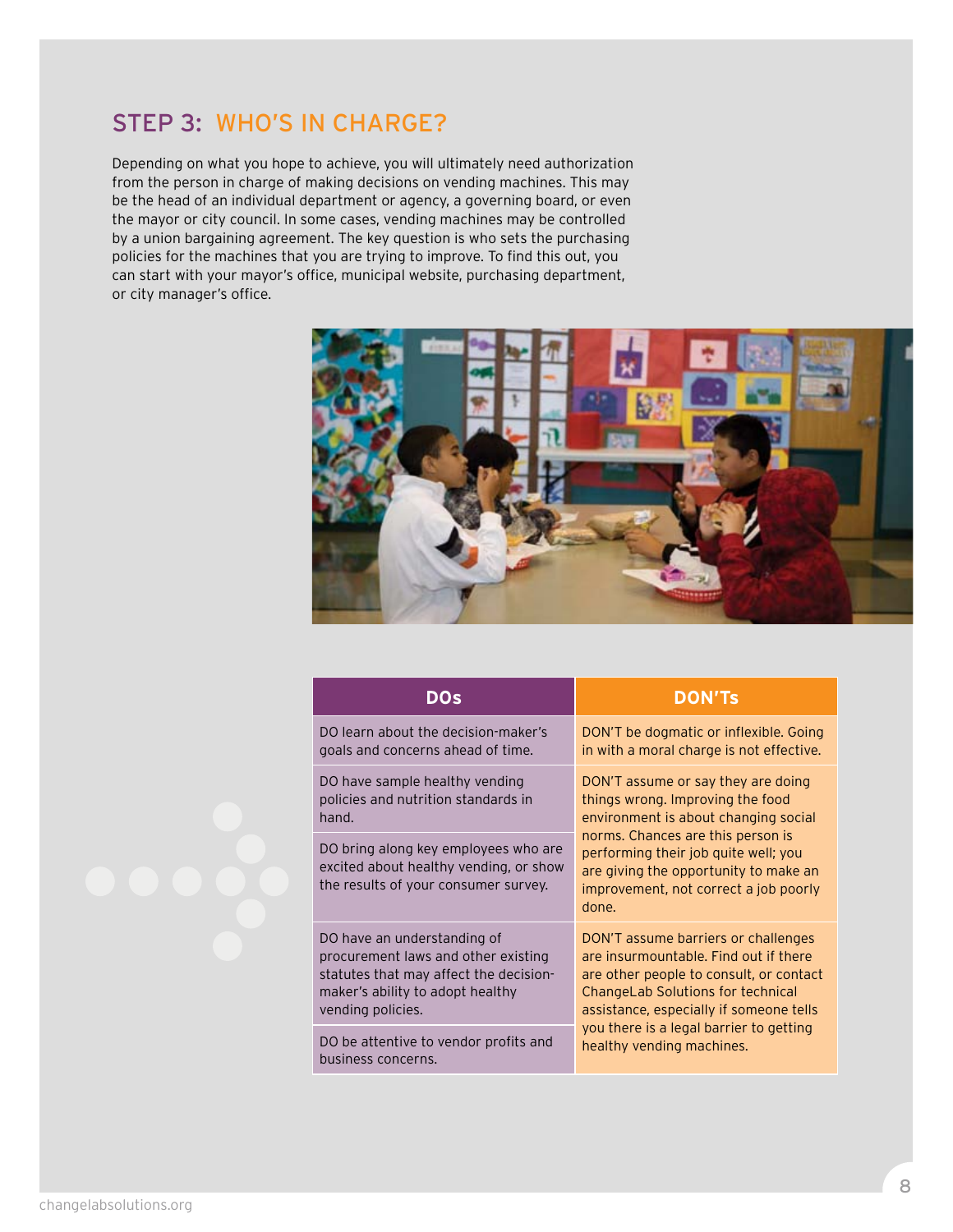## STEP 3: WHO'S IN CHARGE?

Depending on what you hope to achieve, you will ultimately need authorization from the person in charge of making decisions on vending machines. This may be the head of an individual department or agency, a governing board, or even the mayor or city council. In some cases, vending machines may be controlled by a union bargaining agreement. The key question is who sets the purchasing policies for the machines that you are trying to improve. To find this out, you can start with your mayor's office, municipal website, purchasing department, or city manager's office.

| DOs | DON'Ts |
|---|---|
| DO learn about the decision-maker's goals and concerns ahead of time. | DON'T be dogmatic or inflexible. Going in with a moral charge is not effective. |
| DO have sample healthy vending policies and nutrition standards in hand. | DON'T assume or say they are doing things wrong. Improving the food environment is about changing social norms. Chances are this person is performing their job quite well; you are giving the opportunity to make an improvement, not correct a job poorly done. |
| DO bring along key employees who are excited about healthy vending, or show the results of your consumer survey. | |
| DO have an understanding of procurement laws and other existing statutes that may affect the decision-maker's ability to adopt healthy vending policies. | DON'T assume barriers or challenges are insurmountable. Find out if there are other people to consult, or contact ChangeLab Solutions for technical assistance, especially if someone tells you there is a legal barrier to getting healthy vending machines. |
| DO be attentive to vendor profits and business concerns. | |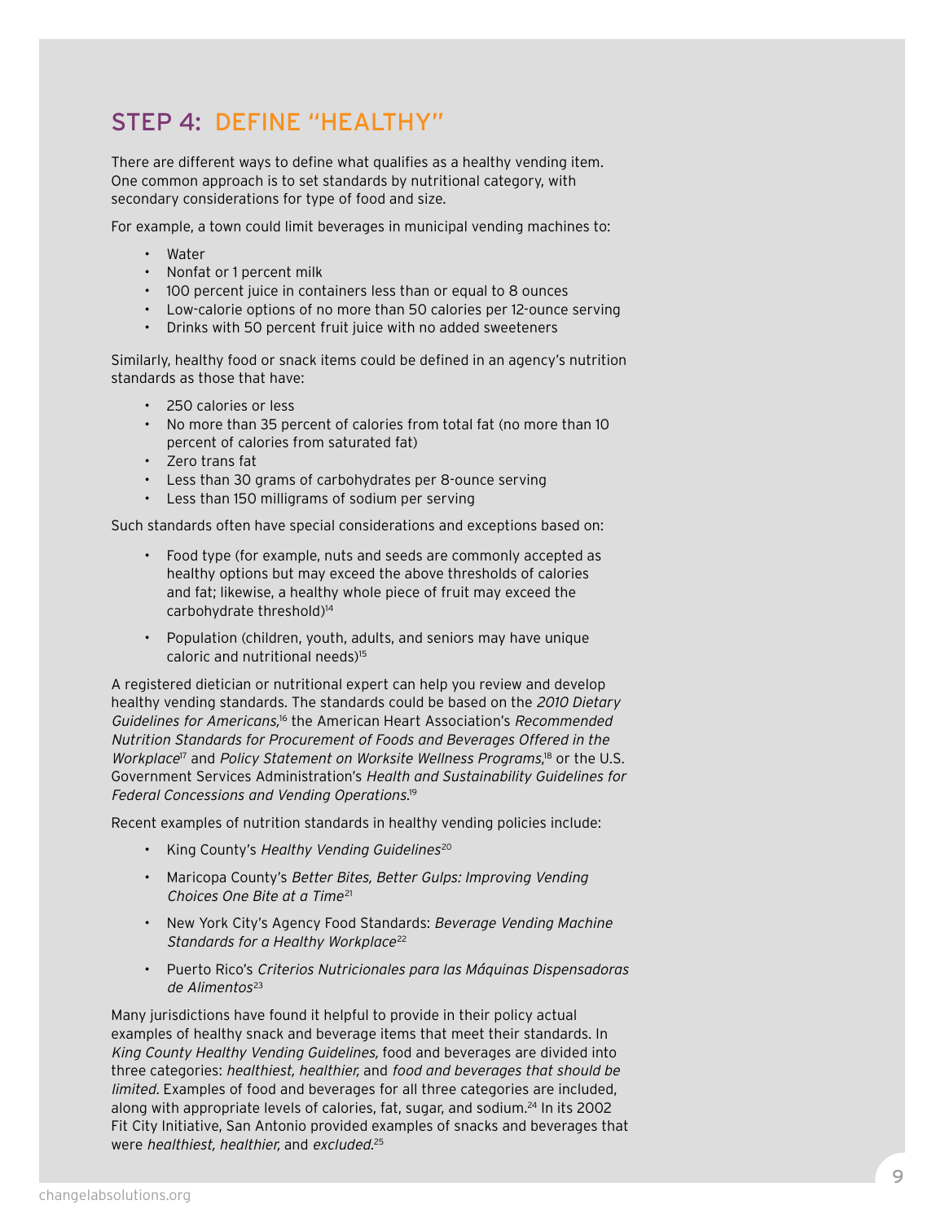## STEP 4: DEFINE "HEALTHY"

There are different ways to define what qualifies as a healthy vending item. One common approach is to set standards by nutritional category, with secondary considerations for type of food and size.

For example, a town could limit beverages in municipal vending machines to:

- Water
- Nonfat or 1 percent milk
- 100 percent juice in containers less than or equal to 8 ounces
- Low-calorie options of no more than 50 calories per 12-ounce serving
- Drinks with 50 percent fruit juice with no added sweeteners

Similarly, healthy food or snack items could be defined in an agency's nutrition standards as those that have:

- 250 calories or less
- No more than 35 percent of calories from total fat (no more than 10 percent of calories from saturated fat)
- Zero trans fat
- Less than 30 grams of carbohydrates per 8-ounce serving
- Less than 150 milligrams of sodium per serving

Such standards often have special considerations and exceptions based on:

- Food type (for example, nuts and seeds are commonly accepted as healthy options but may exceed the above thresholds of calories and fat; likewise, a healthy whole piece of fruit may exceed the carbohydrate threshold)[14]
- Population (children, youth, adults, and seniors may have unique caloric and nutritional needs)[15]

A registered dietician or nutritional expert can help you review and develop healthy vending standards. The standards could be based on the *2010 Dietary Guidelines for Americans,*[16] the American Heart Association's *Recommended Nutrition Standards for Procurement of Foods and Beverages Offered in the Workplace*[17] and *Policy Statement on Worksite Wellness Programs,*[18] or the U.S. Government Services Administration's *Health and Sustainability Guidelines for Federal Concessions and Vending Operations.*[19]

Recent examples of nutrition standards in healthy vending policies include:

- King County's *Healthy Vending Guidelines*[20]
- Maricopa County's *Better Bites, Better Gulps: Improving Vending Choices One Bite at a Time*[21]
- New York City's Agency Food Standards: *Beverage Vending Machine Standards for a Healthy Workplace*[22]
- Puerto Rico's *Criterios Nutricionales para las Máquinas Dispensadoras de Alimentos*[23]

Many jurisdictions have found it helpful to provide in their policy actual examples of healthy snack and beverage items that meet their standards. In *King County Healthy Vending Guidelines,* food and beverages are divided into three categories: *healthiest, healthier,* and *food and beverages that should be limited.* Examples of food and beverages for all three categories are included, along with appropriate levels of calories, fat, sugar, and sodium.[24] In its 2002 Fit City Initiative, San Antonio provided examples of snacks and beverages that were *healthiest, healthier,* and *excluded.*[25]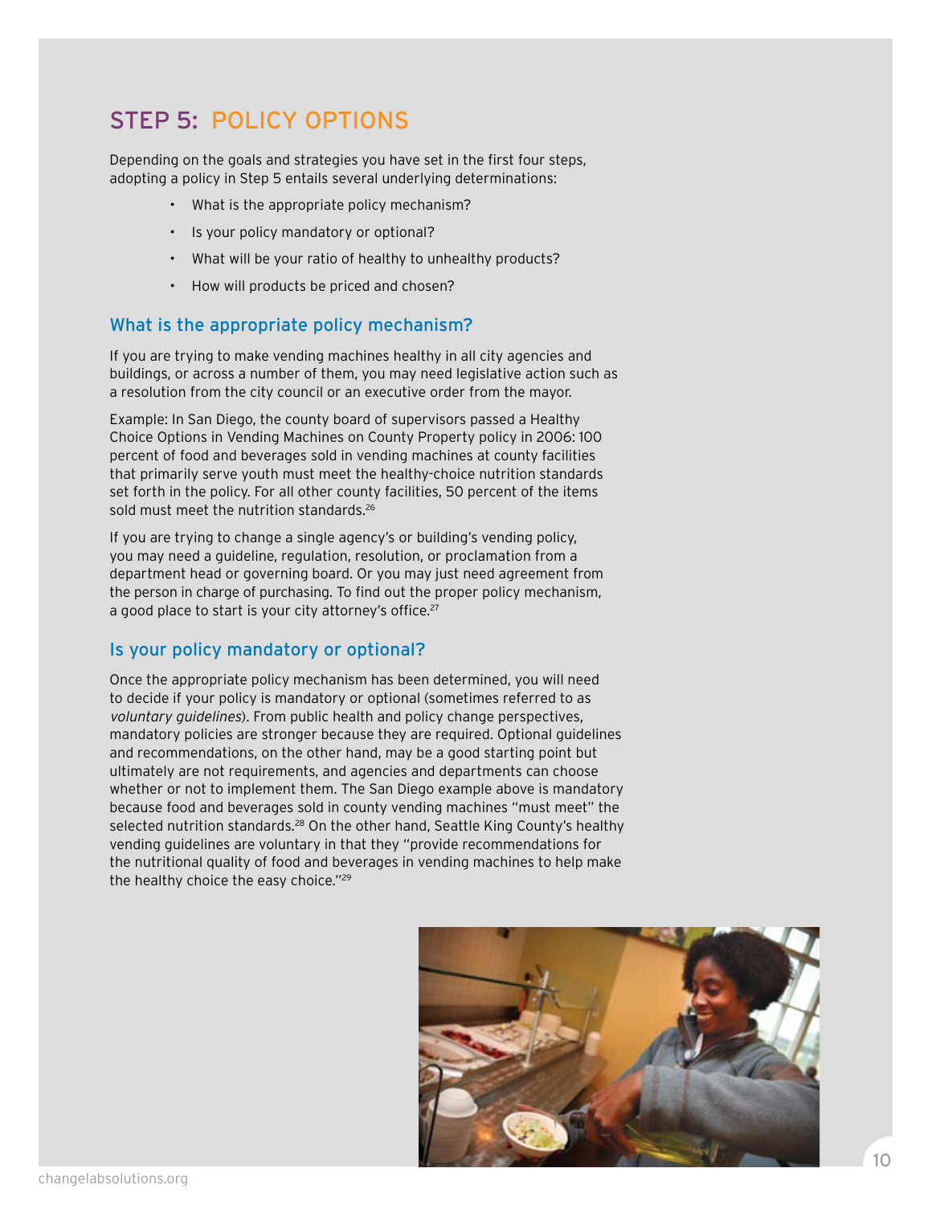## STEP 5: POLICY OPTIONS

Depending on the goals and strategies you have set in the first four steps, adopting a policy in Step 5 entails several underlying determinations:

- What is the appropriate policy mechanism?
- Is your policy mandatory or optional?
- What will be your ratio of healthy to unhealthy products?
- How will products be priced and chosen?

### What is the appropriate policy mechanism?

If you are trying to make vending machines healthy in all city agencies and buildings, or across a number of them, you may need legislative action such as a resolution from the city council or an executive order from the mayor.

Example: In San Diego, the county board of supervisors passed a Healthy Choice Options in Vending Machines on County Property policy in 2006: 100 percent of food and beverages sold in vending machines at county facilities that primarily serve youth must meet the healthy-choice nutrition standards set forth in the policy. For all other county facilities, 50 percent of the items sold must meet the nutrition standards.[26]

If you are trying to change a single agency's or building's vending policy, you may need a guideline, regulation, resolution, or proclamation from a department head or governing board. Or you may just need agreement from the person in charge of purchasing. To find out the proper policy mechanism, a good place to start is your city attorney's office.[27]

### Is your policy mandatory or optional?

Once the appropriate policy mechanism has been determined, you will need to decide if your policy is mandatory or optional (sometimes referred to as *voluntary guidelines*). From public health and policy change perspectives, mandatory policies are stronger because they are required. Optional guidelines and recommendations, on the other hand, may be a good starting point but ultimately are not requirements, and agencies and departments can choose whether or not to implement them. The San Diego example above is mandatory because food and beverages sold in county vending machines "must meet" the selected nutrition standards.[28] On the other hand, Seattle King County's healthy vending guidelines are voluntary in that they "provide recommendations for the nutritional quality of food and beverages in vending machines to help make the healthy choice the easy choice."[29]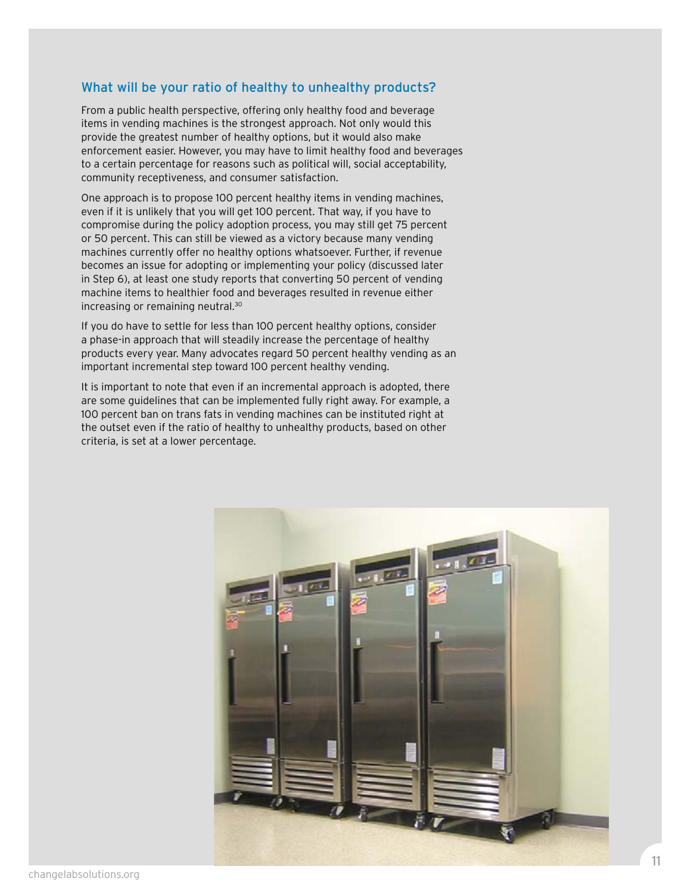### What will be your ratio of healthy to unhealthy products?

From a public health perspective, offering only healthy food and beverage items in vending machines is the strongest approach. Not only would this provide the greatest number of healthy options, but it would also make enforcement easier. However, you may have to limit healthy food and beverages to a certain percentage for reasons such as political will, social acceptability, community receptiveness, and consumer satisfaction.

One approach is to propose 100 percent healthy items in vending machines, even if it is unlikely that you will get 100 percent. That way, if you have to compromise during the policy adoption process, you may still get 75 percent or 50 percent. This can still be viewed as a victory because many vending machines currently offer no healthy options whatsoever. Further, if revenue becomes an issue for adopting or implementing your policy (discussed later in Step 6), at least one study reports that converting 50 percent of vending machine items to healthier food and beverages resulted in revenue either increasing or remaining neutral.[30]

If you do have to settle for less than 100 percent healthy options, consider a phase-in approach that will steadily increase the percentage of healthy products every year. Many advocates regard 50 percent healthy vending as an important incremental step toward 100 percent healthy vending.

It is important to note that even if an incremental approach is adopted, there are some guidelines that can be implemented fully right away. For example, a 100 percent ban on trans fats in vending machines can be instituted right at the outset even if the ratio of healthy to unhealthy products, based on other criteria, is set at a lower percentage.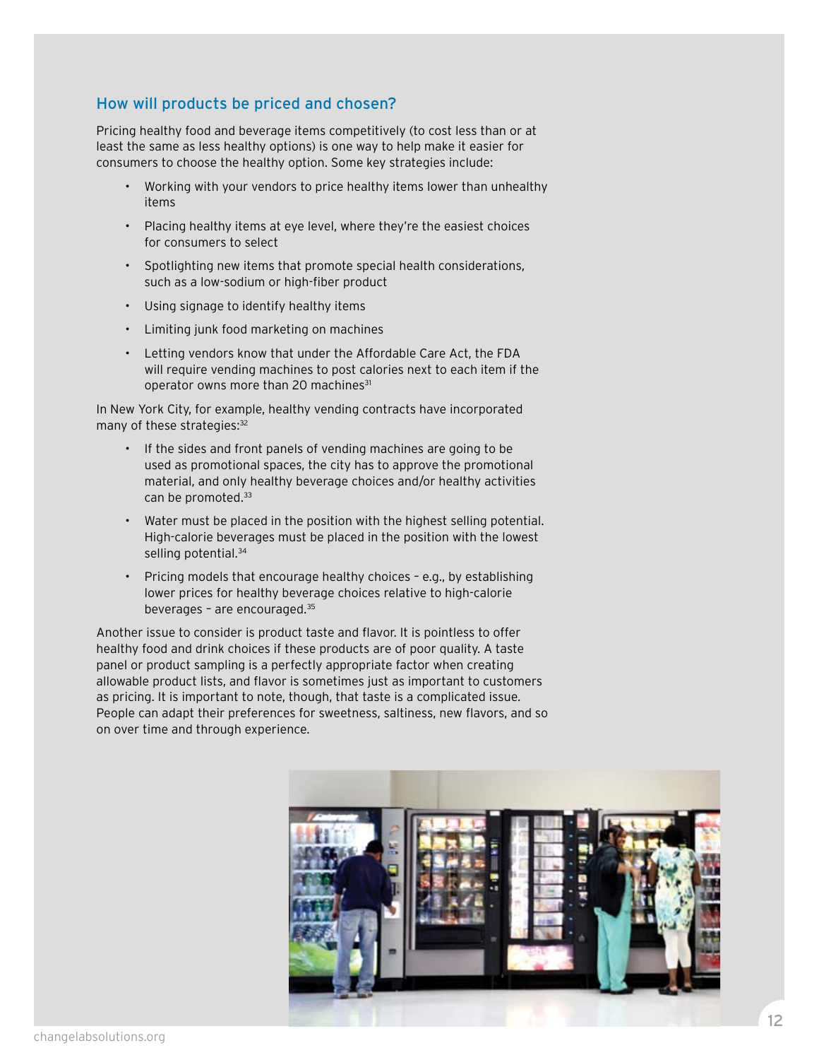## How will products be priced and chosen?

Pricing healthy food and beverage items competitively (to cost less than or at least the same as less healthy options) is one way to help make it easier for consumers to choose the healthy option. Some key strategies include:

- Working with your vendors to price healthy items lower than unhealthy items
- Placing healthy items at eye level, where they're the easiest choices for consumers to select
- Spotlighting new items that promote special health considerations, such as a low-sodium or high-fiber product
- Using signage to identify healthy items
- Limiting junk food marketing on machines
- Letting vendors know that under the Affordable Care Act, the FDA will require vending machines to post calories next to each item if the operator owns more than 20 machines[31]

In New York City, for example, healthy vending contracts have incorporated many of these strategies:[32]

- If the sides and front panels of vending machines are going to be used as promotional spaces, the city has to approve the promotional material, and only healthy beverage choices and/or healthy activities can be promoted.[33]
- Water must be placed in the position with the highest selling potential. High-calorie beverages must be placed in the position with the lowest selling potential.[34]
- Pricing models that encourage healthy choices – e.g., by establishing lower prices for healthy beverage choices relative to high-calorie beverages – are encouraged.[35]

Another issue to consider is product taste and flavor. It is pointless to offer healthy food and drink choices if these products are of poor quality. A taste panel or product sampling is a perfectly appropriate factor when creating allowable product lists, and flavor is sometimes just as important to customers as pricing. It is important to note, though, that taste is a complicated issue. People can adapt their preferences for sweetness, saltiness, new flavors, and so on over time and through experience.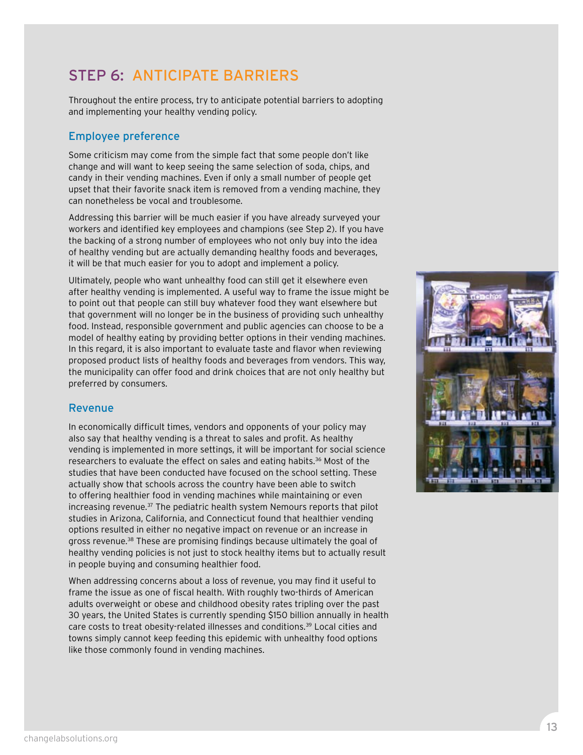## STEP 6: ANTICIPATE BARRIERS

Throughout the entire process, try to anticipate potential barriers to adopting and implementing your healthy vending policy.

### Employee preference

Some criticism may come from the simple fact that some people don't like change and will want to keep seeing the same selection of soda, chips, and candy in their vending machines. Even if only a small number of people get upset that their favorite snack item is removed from a vending machine, they can nonetheless be vocal and troublesome.

Addressing this barrier will be much easier if you have already surveyed your workers and identified key employees and champions (see Step 2). If you have the backing of a strong number of employees who not only buy into the idea of healthy vending but are actually demanding healthy foods and beverages, it will be that much easier for you to adopt and implement a policy.

Ultimately, people who want unhealthy food can still get it elsewhere even after healthy vending is implemented. A useful way to frame the issue might be to point out that people can still buy whatever food they want elsewhere but that government will no longer be in the business of providing such unhealthy food. Instead, responsible government and public agencies can choose to be a model of healthy eating by providing better options in their vending machines. In this regard, it is also important to evaluate taste and flavor when reviewing proposed product lists of healthy foods and beverages from vendors. This way, the municipality can offer food and drink choices that are not only healthy but preferred by consumers.

### Revenue

In economically difficult times, vendors and opponents of your policy may also say that healthy vending is a threat to sales and profit. As healthy vending is implemented in more settings, it will be important for social science researchers to evaluate the effect on sales and eating habits.[36] Most of the studies that have been conducted have focused on the school setting. These actually show that schools across the country have been able to switch to offering healthier food in vending machines while maintaining or even increasing revenue.[37] The pediatric health system Nemours reports that pilot studies in Arizona, California, and Connecticut found that healthier vending options resulted in either no negative impact on revenue or an increase in gross revenue.[38] These are promising findings because ultimately the goal of healthy vending policies is not just to stock healthy items but to actually result in people buying and consuming healthier food.

When addressing concerns about a loss of revenue, you may find it useful to frame the issue as one of fiscal health. With roughly two-thirds of American adults overweight or obese and childhood obesity rates tripling over the past 30 years, the United States is currently spending $150 billion annually in health care costs to treat obesity-related illnesses and conditions.[39] Local cities and towns simply cannot keep feeding this epidemic with unhealthy food options like those commonly found in vending machines.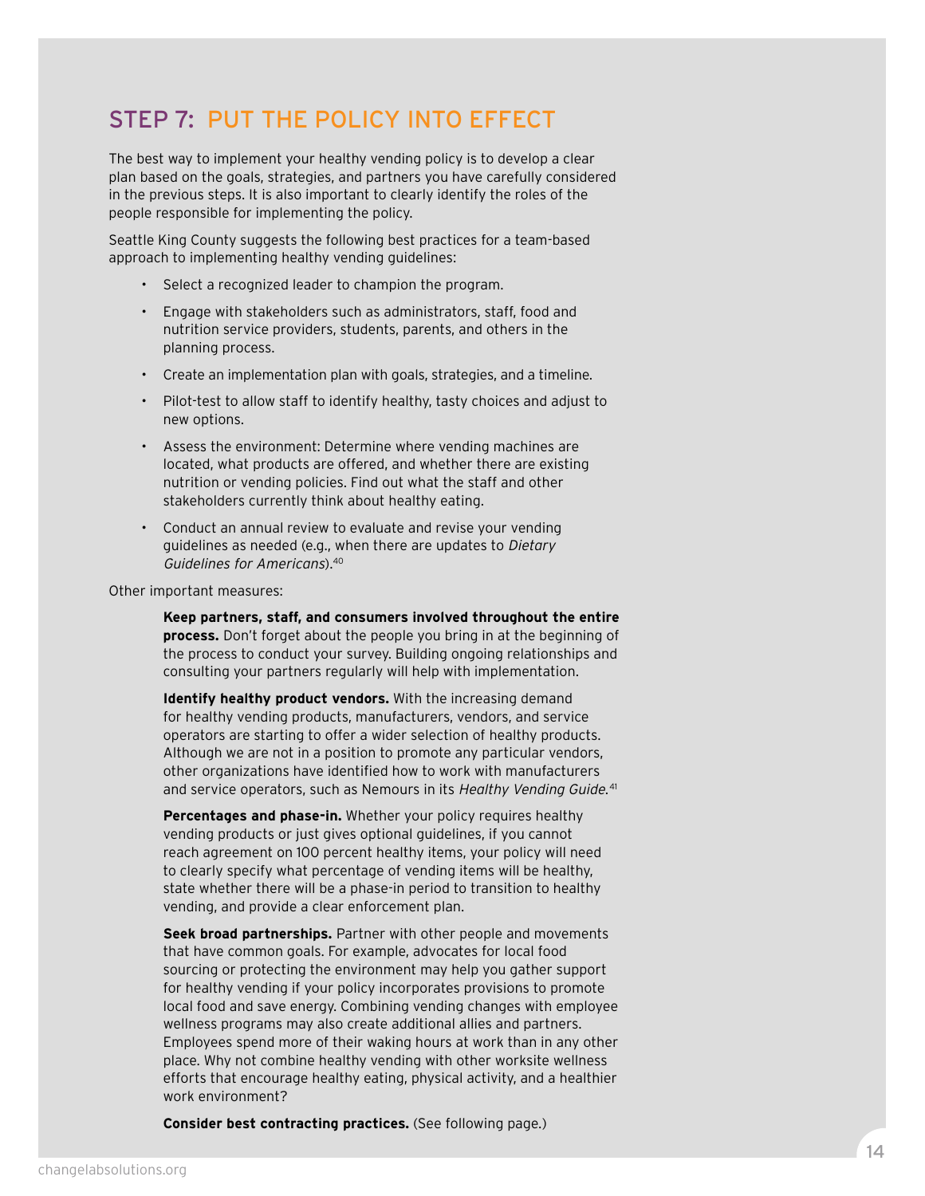## STEP 7: PUT THE POLICY INTO EFFECT

The best way to implement your healthy vending policy is to develop a clear plan based on the goals, strategies, and partners you have carefully considered in the previous steps. It is also important to clearly identify the roles of the people responsible for implementing the policy.

Seattle King County suggests the following best practices for a team-based approach to implementing healthy vending guidelines:

- Select a recognized leader to champion the program.
- Engage with stakeholders such as administrators, staff, food and nutrition service providers, students, parents, and others in the planning process.
- Create an implementation plan with goals, strategies, and a timeline.
- Pilot-test to allow staff to identify healthy, tasty choices and adjust to new options.
- Assess the environment: Determine where vending machines are located, what products are offered, and whether there are existing nutrition or vending policies. Find out what the staff and other stakeholders currently think about healthy eating.
- Conduct an annual review to evaluate and revise your vending guidelines as needed (e.g., when there are updates to *Dietary Guidelines for Americans*).[40]

Other important measures:

**Keep partners, staff, and consumers involved throughout the entire process.** Don't forget about the people you bring in at the beginning of the process to conduct your survey. Building ongoing relationships and consulting your partners regularly will help with implementation.

**Identify healthy product vendors.** With the increasing demand for healthy vending products, manufacturers, vendors, and service operators are starting to offer a wider selection of healthy products. Although we are not in a position to promote any particular vendors, other organizations have identified how to work with manufacturers and service operators, such as Nemours in its *Healthy Vending Guide.*[41]

**Percentages and phase-in.** Whether your policy requires healthy vending products or just gives optional guidelines, if you cannot reach agreement on 100 percent healthy items, your policy will need to clearly specify what percentage of vending items will be healthy, state whether there will be a phase-in period to transition to healthy vending, and provide a clear enforcement plan.

**Seek broad partnerships.** Partner with other people and movements that have common goals. For example, advocates for local food sourcing or protecting the environment may help you gather support for healthy vending if your policy incorporates provisions to promote local food and save energy. Combining vending changes with employee wellness programs may also create additional allies and partners. Employees spend more of their waking hours at work than in any other place. Why not combine healthy vending with other worksite wellness efforts that encourage healthy eating, physical activity, and a healthier work environment?

**Consider best contracting practices.** (See following page.)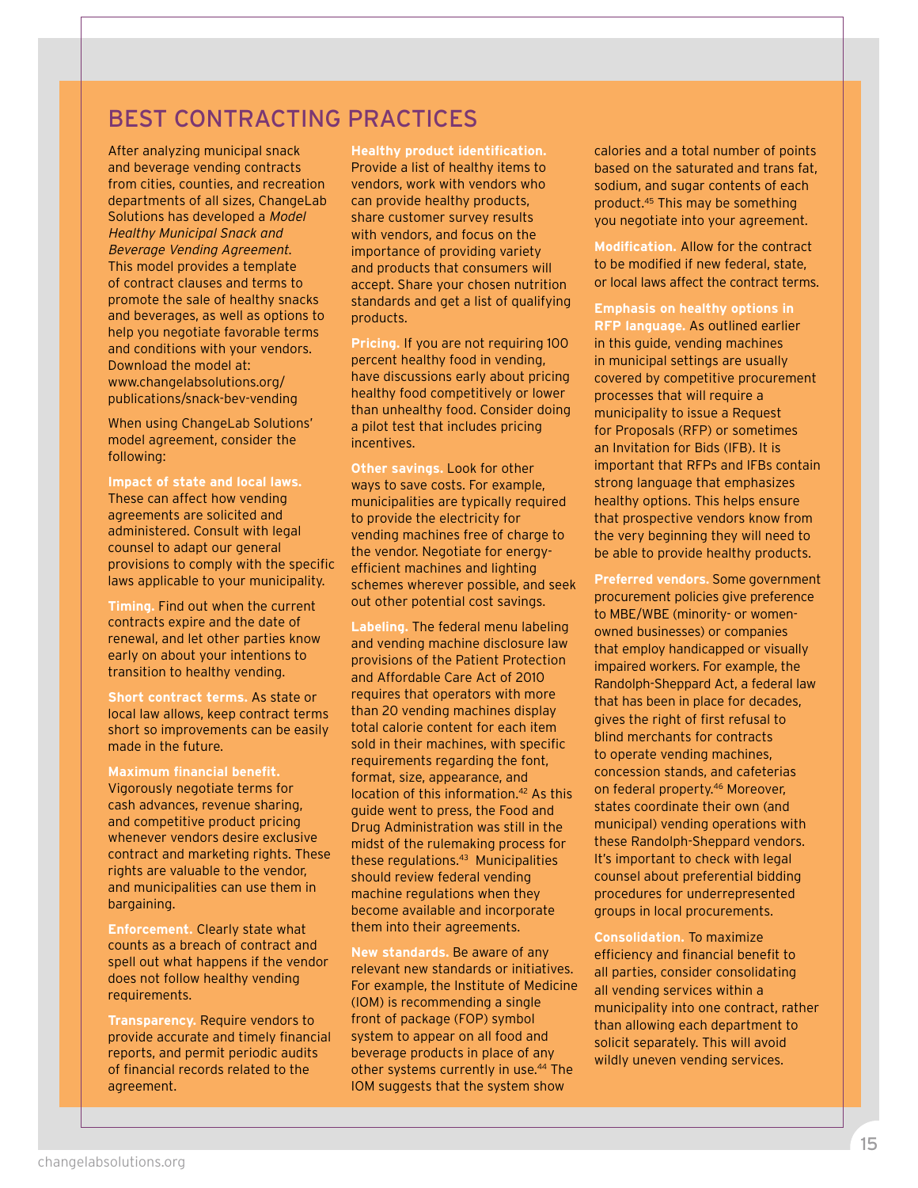## BEST CONTRACTING PRACTICES

After analyzing municipal snack and beverage vending contracts from cities, counties, and recreation departments of all sizes, ChangeLab Solutions has developed a *Model Healthy Municipal Snack and Beverage Vending Agreement*. This model provides a template of contract clauses and terms to promote the sale of healthy snacks and beverages, as well as options to help you negotiate favorable terms and conditions with your vendors. Download the model at: www.changelabsolutions.org/publications/snack-bev-vending

When using ChangeLab Solutions' model agreement, consider the following:

**Impact of state and local laws.** These can affect how vending agreements are solicited and administered. Consult with legal counsel to adapt our general provisions to comply with the specific laws applicable to your municipality.

**Timing.** Find out when the current contracts expire and the date of renewal, and let other parties know early on about your intentions to transition to healthy vending.

**Short contract terms.** As state or local law allows, keep contract terms short so improvements can be easily made in the future.

**Maximum financial benefit.** Vigorously negotiate terms for cash advances, revenue sharing, and competitive product pricing whenever vendors desire exclusive contract and marketing rights. These rights are valuable to the vendor, and municipalities can use them in bargaining.

**Enforcement.** Clearly state what counts as a breach of contract and spell out what happens if the vendor does not follow healthy vending requirements.

**Transparency.** Require vendors to provide accurate and timely financial reports, and permit periodic audits of financial records related to the agreement.

**Healthy product identification.** Provide a list of healthy items to vendors, work with vendors who can provide healthy products, share customer survey results with vendors, and focus on the importance of providing variety and products that consumers will accept. Share your chosen nutrition standards and get a list of qualifying products.

**Pricing.** If you are not requiring 100 percent healthy food in vending, have discussions early about pricing healthy food competitively or lower than unhealthy food. Consider doing a pilot test that includes pricing incentives.

**Other savings.** Look for other ways to save costs. For example, municipalities are typically required to provide the electricity for vending machines free of charge to the vendor. Negotiate for energy-efficient machines and lighting schemes wherever possible, and seek out other potential cost savings.

**Labeling.** The federal menu labeling and vending machine disclosure law provisions of the Patient Protection and Affordable Care Act of 2010 requires that operators with more than 20 vending machines display total calorie content for each item sold in their machines, with specific requirements regarding the font, format, size, appearance, and location of this information.[42] As this guide went to press, the Food and Drug Administration was still in the midst of the rulemaking process for these regulations.[43] Municipalities should review federal vending machine regulations when they become available and incorporate them into their agreements.

**New standards.** Be aware of any relevant new standards or initiatives. For example, the Institute of Medicine (IOM) is recommending a single front of package (FOP) symbol system to appear on all food and beverage products in place of any other systems currently in use.[44] The IOM suggests that the system show calories and a total number of points based on the saturated and trans fat, sodium, and sugar contents of each product.[45] This may be something you negotiate into your agreement.

**Modification.** Allow for the contract to be modified if new federal, state, or local laws affect the contract terms.

**Emphasis on healthy options in RFP language.** As outlined earlier in this guide, vending machines in municipal settings are usually covered by competitive procurement processes that will require a municipality to issue a Request for Proposals (RFP) or sometimes an Invitation for Bids (IFB). It is important that RFPs and IFBs contain strong language that emphasizes healthy options. This helps ensure that prospective vendors know from the very beginning they will need to be able to provide healthy products.

**Preferred vendors.** Some government procurement policies give preference to MBE/WBE (minority- or women-owned businesses) or companies that employ handicapped or visually impaired workers. For example, the Randolph-Sheppard Act, a federal law that has been in place for decades, gives the right of first refusal to blind merchants for contracts to operate vending machines, concession stands, and cafeterias on federal property.[46] Moreover, states coordinate their own (and municipal) vending operations with these Randolph-Sheppard vendors. It's important to check with legal counsel about preferential bidding procedures for underrepresented groups in local procurements.

**Consolidation.** To maximize efficiency and financial benefit to all parties, consider consolidating all vending services within a municipality into one contract, rather than allowing each department to solicit separately. This will avoid wildly uneven vending services.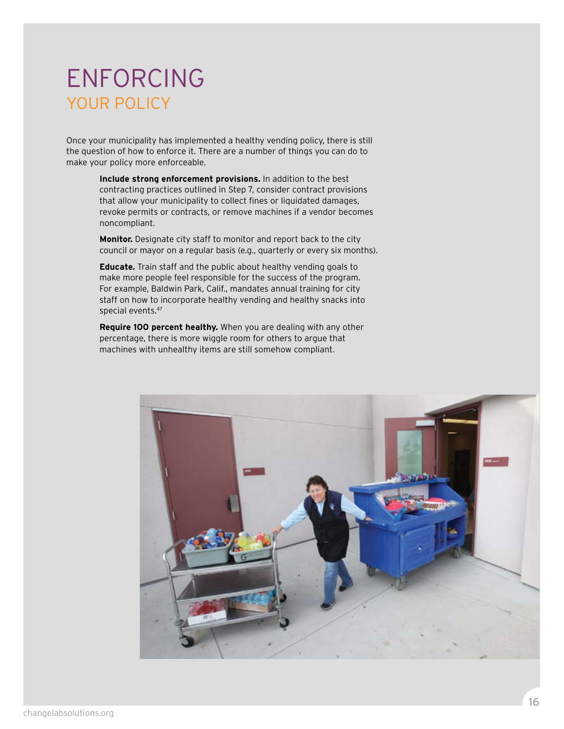# ENFORCING
## YOUR POLICY

Once your municipality has implemented a healthy vending policy, there is still the question of how to enforce it. There are a number of things you can do to make your policy more enforceable.

**Include strong enforcement provisions.** In addition to the best contracting practices outlined in Step 7, consider contract provisions that allow your municipality to collect fines or liquidated damages, revoke permits or contracts, or remove machines if a vendor becomes noncompliant.

**Monitor.** Designate city staff to monitor and report back to the city council or mayor on a regular basis (e.g., quarterly or every six months).

**Educate.** Train staff and the public about healthy vending goals to make more people feel responsible for the success of the program. For example, Baldwin Park, Calif., mandates annual training for city staff on how to incorporate healthy vending and healthy snacks into special events.[47]

**Require 100 percent healthy.** When you are dealing with any other percentage, there is more wiggle room for others to argue that machines with unhealthy items are still somehow compliant.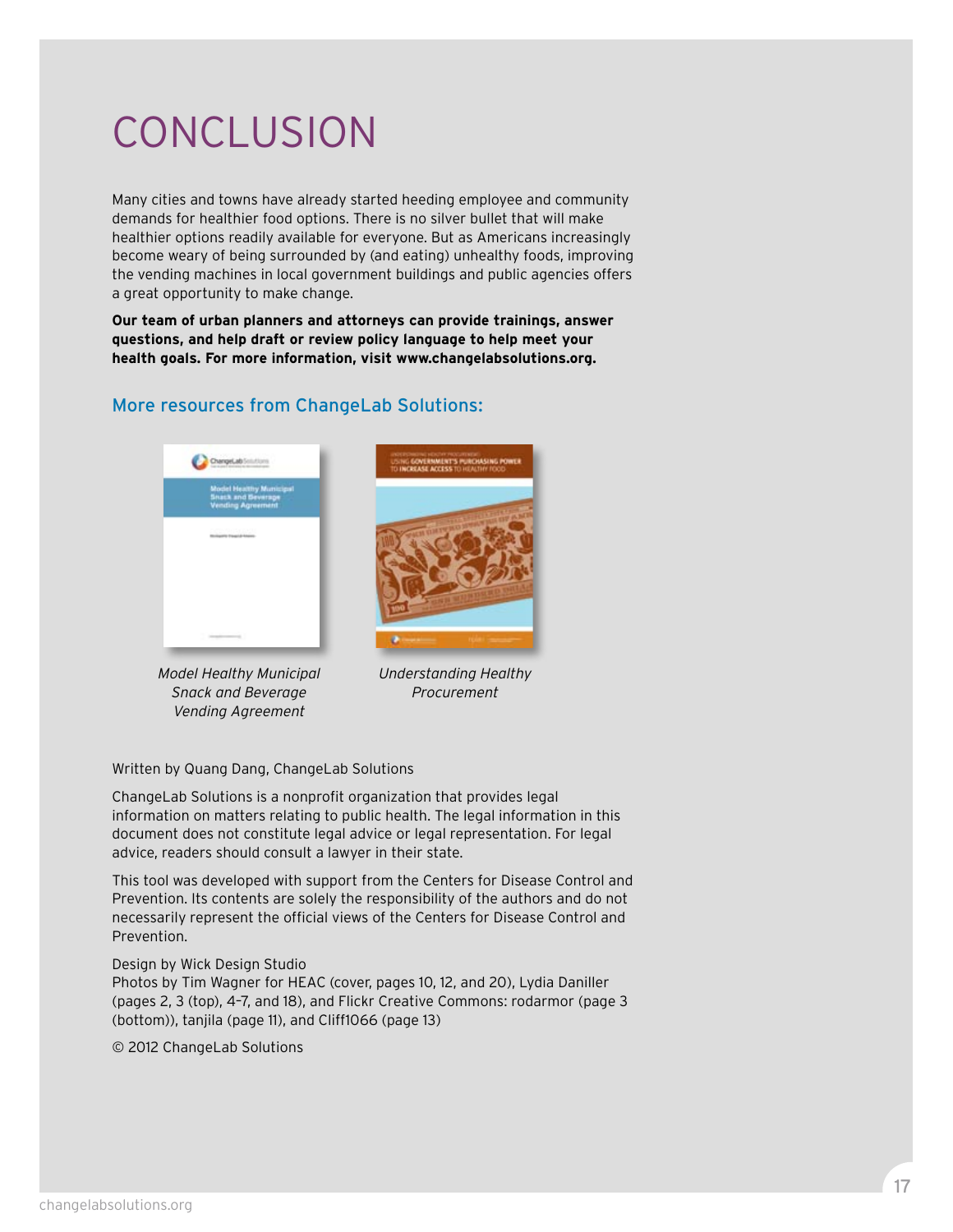# CONCLUSION

Many cities and towns have already started heeding employee and community demands for healthier food options. There is no silver bullet that will make healthier options readily available for everyone. But as Americans increasingly become weary of being surrounded by (and eating) unhealthy foods, improving the vending machines in local government buildings and public agencies offers a great opportunity to make change.

**Our team of urban planners and attorneys can provide trainings, answer questions, and help draft or review policy language to help meet your health goals. For more information, visit www.changelabsolutions.org.**

## More resources from ChangeLab Solutions:

*Model Healthy Municipal Snack and Beverage Vending Agreement*

*Understanding Healthy Procurement*

Written by Quang Dang, ChangeLab Solutions

ChangeLab Solutions is a nonprofit organization that provides legal information on matters relating to public health. The legal information in this document does not constitute legal advice or legal representation. For legal advice, readers should consult a lawyer in their state.

This tool was developed with support from the Centers for Disease Control and Prevention. Its contents are solely the responsibility of the authors and do not necessarily represent the official views of the Centers for Disease Control and Prevention.

Design by Wick Design Studio
Photos by Tim Wagner for HEAC (cover, pages 10, 12, and 20), Lydia Daniller (pages 2, 3 (top), 4–7, and 18), and Flickr Creative Commons: rodarmor (page 3 (bottom)), tanjila (page 11), and Cliff1066 (page 13)

© 2012 ChangeLab Solutions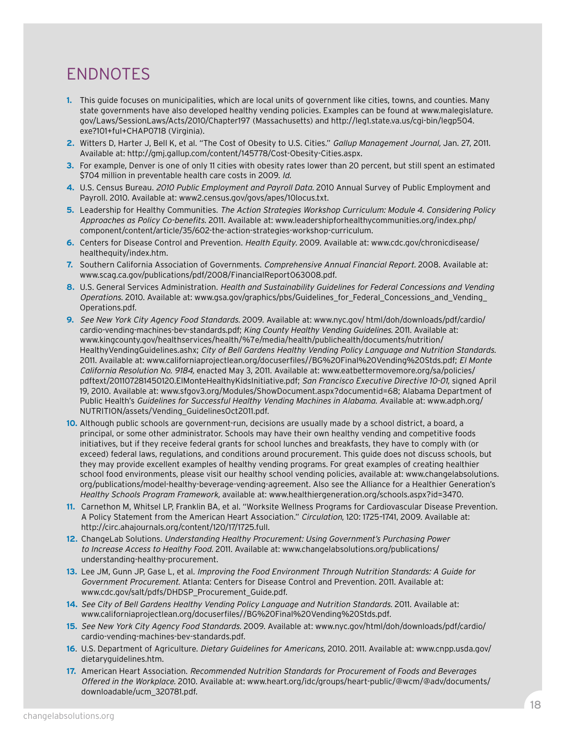# ENDNOTES

1. This guide focuses on municipalities, which are local units of government like cities, towns, and counties. Many state governments have also developed healthy vending policies. Examples can be found at www.malegislature.gov/Laws/SessionLaws/Acts/2010/Chapter197 (Massachusetts) and http://leg1.state.va.us/cgi-bin/legp504.exe?101+ful+CHAP0718 (Virginia).
2. Witters D, Harter J, Bell K, et al. "The Cost of Obesity to U.S. Cities." *Gallup Management Journal,* Jan. 27, 2011. Available at: http://gmj.gallup.com/content/145778/Cost-Obesity-Cities.aspx.
3. For example, Denver is one of only 11 cities with obesity rates lower than 20 percent, but still spent an estimated $704 million in preventable health care costs in 2009. *Id.*
4. U.S. Census Bureau. *2010 Public Employment and Payroll Data.* 2010 Annual Survey of Public Employment and Payroll. 2010. Available at: www2.census.gov/govs/apes/10locus.txt.
5. Leadership for Healthy Communities. *The Action Strategies Workshop Curriculum: Module 4. Considering Policy Approaches as Policy Co-benefits.* 2011. Available at: www.leadershipforhealthycommunities.org/index.php/component/content/article/35/602-the-action-strategies-workshop-curriculum.
6. Centers for Disease Control and Prevention. *Health Equity.* 2009. Available at: www.cdc.gov/chronicdisease/healthequity/index.htm.
7. Southern California Association of Governments. *Comprehensive Annual Financial Report.* 2008. Available at: www.scag.ca.gov/publications/pdf/2008/FinancialReport063008.pdf.
8. U.S. General Services Administration. *Health and Sustainability Guidelines for Federal Concessions and Vending Operations.* 2010. Available at: www.gsa.gov/graphics/pbs/Guidelines_for_Federal_Concessions_and_Vending_Operations.pdf.
9. *See New York City Agency Food Standards.* 2009. Available at: www.nyc.gov/ html/doh/downloads/pdf/cardio/cardio-vending-machines-bev-standards.pdf; *King County Healthy Vending Guidelines.* 2011. Available at: www.kingcounty.gov/healthservices/health/%7e/media/health/publichealth/documents/nutrition/HealthyVendingGuidelines.ashx; *City of Bell Gardens Healthy Vending Policy Language and Nutrition Standards.* 2011. Available at: www.californiaprojectlean.org/docuserfiles//BG%20Final%20Vending%20Stds.pdf; *El Monte California Resolution No. 9184,* enacted May 3, 2011. Available at: www.eatbettermovemore.org/sa/policies/pdftext/201107281450120.ElMonteHealthyKidsInitiative.pdf; *San Francisco Executive Directive 10-01,* signed April 19, 2010. Available at: www.sfgov3.org/Modules/ShowDocument.aspx?documentid=68; Alabama Department of Public Health's *Guidelines for Successful Healthy Vending Machines in Alabama.* Available at: www.adph.org/NUTRITION/assets/Vending_GuidelinesOct2011.pdf.
10. Although public schools are government-run, decisions are usually made by a school district, a board, a principal, or some other administrator. Schools may have their own healthy vending and competitive foods initiatives, but if they receive federal grants for school lunches and breakfasts, they have to comply with (or exceed) federal laws, regulations, and conditions around procurement. This guide does not discuss schools, but they may provide excellent examples of healthy vending programs. For great examples of creating healthier school food environments, please visit our healthy school vending policies, available at: www.changelabsolutions.org/publications/model-healthy-beverage-vending-agreement. Also see the Alliance for a Healthier Generation's *Healthy Schools Program Framework,* available at: www.healthiergeneration.org/schools.aspx?id=3470.
11. Carnethon M, Whitsel LP, Franklin BA, et al. "Worksite Wellness Programs for Cardiovascular Disease Prevention. A Policy Statement from the American Heart Association." *Circulation*, 120: 1725–1741, 2009. Available at: http://circ.ahajournals.org/content/120/17/1725.full.
12. ChangeLab Solutions. *Understanding Healthy Procurement: Using Government's Purchasing Power to Increase Access to Healthy Food.* 2011. Available at: www.changelabsolutions.org/publications/understanding-healthy-procurement.
13. Lee JM, Gunn JP, Gase L, et al. *Improving the Food Environment Through Nutrition Standards: A Guide for Government Procurement.* Atlanta: Centers for Disease Control and Prevention. 2011. Available at: www.cdc.gov/salt/pdfs/DHDSP_Procurement_Guide.pdf.
14. *See City of Bell Gardens Healthy Vending Policy Language and Nutrition Standards.* 2011. Available at: www.californiaprojectlean.org/docuserfiles//BG%20Final%20Vending%20Stds.pdf.
15. *See New York City Agency Food Standards.* 2009. Available at: www.nyc.gov/html/doh/downloads/pdf/cardio/cardio-vending-machines-bev-standards.pdf.
16. U.S. Department of Agriculture. *Dietary Guidelines for Americans,* 2010. 2011. Available at: www.cnpp.usda.gov/dietaryguidelines.htm.
17. American Heart Association. *Recommended Nutrition Standards for Procurement of Foods and Beverages Offered in the Workplace.* 2010. Available at: www.heart.org/idc/groups/heart-public/@wcm/@adv/documents/downloadable/ucm_320781.pdf.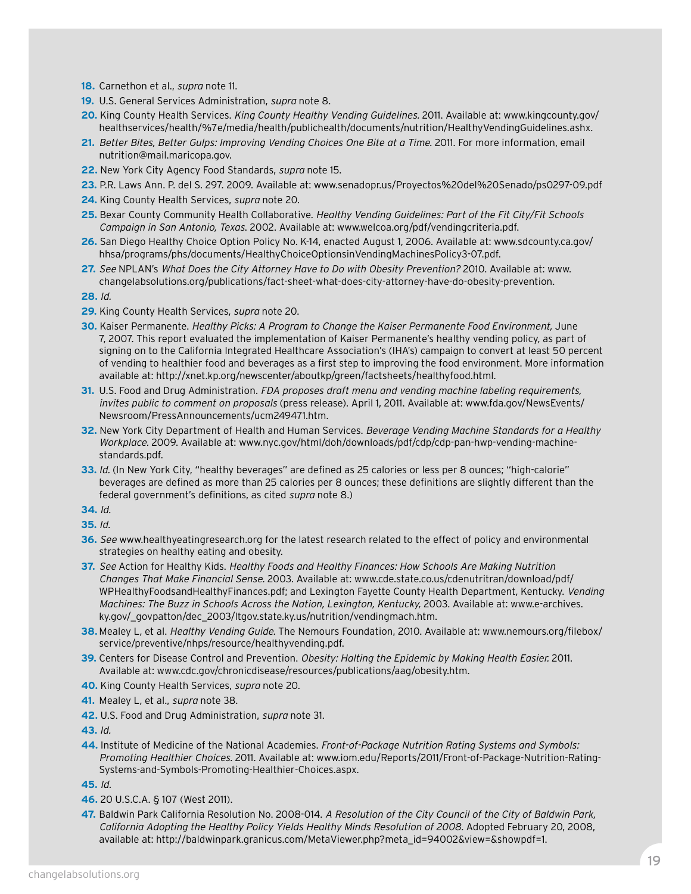18. Carnethon et al., *supra* note 11.
19. U.S. General Services Administration, *supra* note 8.
20. King County Health Services. *King County Healthy Vending Guidelines.* 2011. Available at: www.kingcounty.gov/healthservices/health/%7e/media/health/publichealth/documents/nutrition/HealthyVendingGuidelines.ashx.
21. *Better Bites, Better Gulps: Improving Vending Choices One Bite at a Time.* 2011. For more information, email nutrition@mail.maricopa.gov.
22. New York City Agency Food Standards, *supra* note 15.
23. P.R. Laws Ann. P. del S. 297. 2009. Available at: www.senadopr.us/Proyectos%20del%20Senado/ps0297-09.pdf
24. King County Health Services, *supra* note 20.
25. Bexar County Community Health Collaborative. *Healthy Vending Guidelines: Part of the Fit City/Fit Schools Campaign in San Antonio, Texas.* 2002. Available at: www.welcoa.org/pdf/vendingcriteria.pdf.
26. San Diego Healthy Choice Option Policy No. K-14, enacted August 1, 2006. Available at: www.sdcounty.ca.gov/hhsa/programs/phs/documents/HealthyChoiceOptionsinVendingMachinesPolicy3-07.pdf.
27. *See* NPLAN's *What Does the City Attorney Have to Do with Obesity Prevention?* 2010. Available at: www.changelabsolutions.org/publications/fact-sheet-what-does-city-attorney-have-do-obesity-prevention.
28. *Id.*
29. King County Health Services, *supra* note 20.
30. Kaiser Permanente. *Healthy Picks: A Program to Change the Kaiser Permanente Food Environment,* June 7, 2007. This report evaluated the implementation of Kaiser Permanente's healthy vending policy, as part of signing on to the California Integrated Healthcare Association's (IHA's) campaign to convert at least 50 percent of vending to healthier food and beverages as a first step to improving the food environment. More information available at: http://xnet.kp.org/newscenter/aboutkp/green/factsheets/healthyfood.html.
31. U.S. Food and Drug Administration. *FDA proposes draft menu and vending machine labeling requirements, invites public to comment on proposals* (press release). April 1, 2011. Available at: www.fda.gov/NewsEvents/Newsroom/PressAnnouncements/ucm249471.htm.
32. New York City Department of Health and Human Services. *Beverage Vending Machine Standards for a Healthy Workplace.* 2009. Available at: www.nyc.gov/html/doh/downloads/pdf/cdp/cdp-pan-hwp-vending-machine-standards.pdf.
33. *Id.* (In New York City, "healthy beverages" are defined as 25 calories or less per 8 ounces; "high-calorie" beverages are defined as more than 25 calories per 8 ounces; these definitions are slightly different than the federal government's definitions, as cited *supra* note 8.)
34. *Id.*
35. *Id.*
36. *See* www.healthyeatingresearch.org for the latest research related to the effect of policy and environmental strategies on healthy eating and obesity.
37. *See* Action for Healthy Kids. *Healthy Foods and Healthy Finances: How Schools Are Making Nutrition Changes That Make Financial Sense.* 2003. Available at: www.cde.state.co.us/cdenutritran/download/pdf/WPHealthyFoodsandHealthyFinances.pdf; and Lexington Fayette County Health Department, Kentucky. *Vending Machines: The Buzz in Schools Across the Nation, Lexington, Kentucky,* 2003. Available at: www.e-archives.ky.gov/_govpatton/dec_2003/ltgov.state.ky.us/nutrition/vendingmach.htm.
38. Mealey L, et al. *Healthy Vending Guide.* The Nemours Foundation, 2010. Available at: www.nemours.org/filebox/service/preventive/nhps/resource/healthyvending.pdf.
39. Centers for Disease Control and Prevention. *Obesity: Halting the Epidemic by Making Health Easier.* 2011. Available at: www.cdc.gov/chronicdisease/resources/publications/aag/obesity.htm.
40. King County Health Services, *supra* note 20.
41. Mealey L, et al., *supra* note 38.
42. U.S. Food and Drug Administration, *supra* note 31.
43. *Id.*
44. Institute of Medicine of the National Academies. *Front-of-Package Nutrition Rating Systems and Symbols: Promoting Healthier Choices.* 2011. Available at: www.iom.edu/Reports/2011/Front-of-Package-Nutrition-Rating-Systems-and-Symbols-Promoting-Healthier-Choices.aspx.
45. *Id.*
46. 20 U.S.C.A. § 107 (West 2011).
47. Baldwin Park California Resolution No. 2008-014. *A Resolution of the City Council of the City of Baldwin Park, California Adopting the Healthy Policy Yields Healthy Minds Resolution of 2008.* Adopted February 20, 2008, available at: http://baldwinpark.granicus.com/MetaViewer.php?meta_id=94002&view=&showpdf=1.